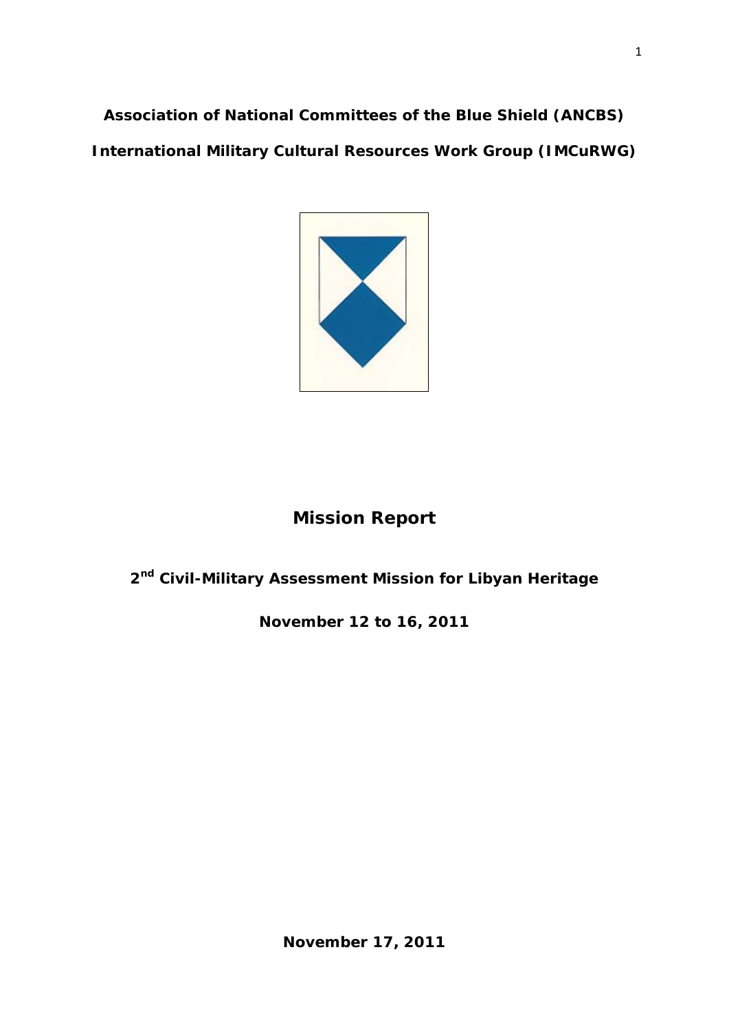**Association of National Committees of the Blue Shield (ANCBS)**

**International Military Cultural Resources Work Group (IMCuRWG)**

# Mission Report

## 2nd Civil-Military Assessment Mission for Libyan Heritage

**November 12 to 16, 2011**

**November 17, 2011**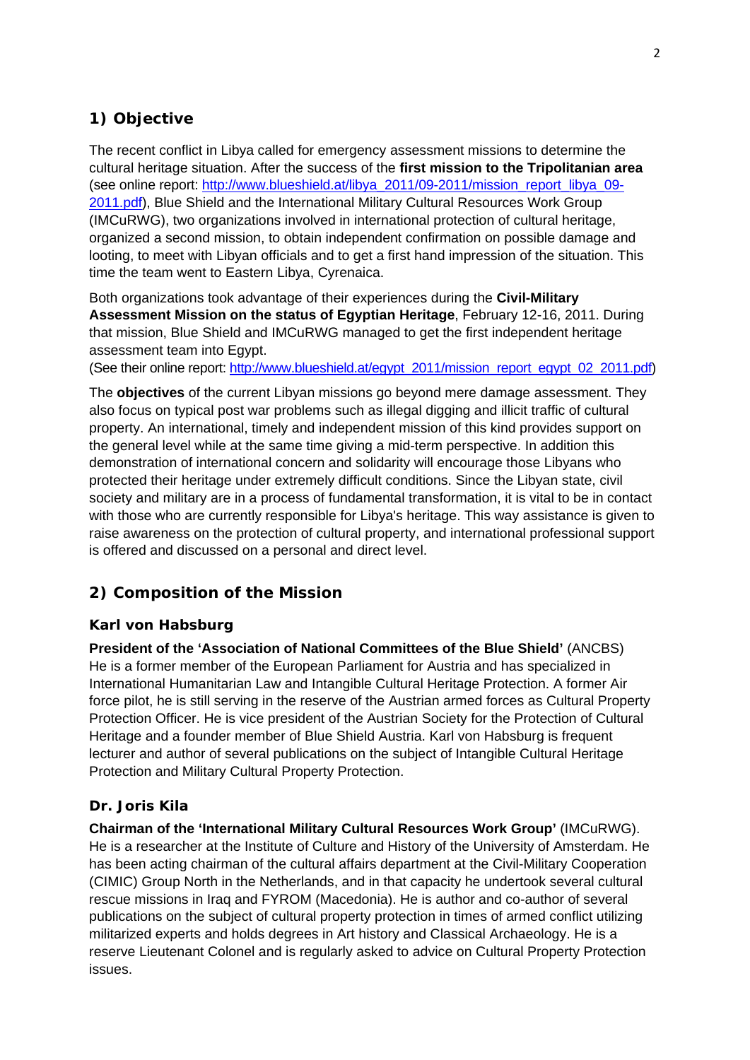## 1) Objective

The recent conflict in Libya called for emergency assessment missions to determine the cultural heritage situation. After the success of the **first mission to the Tripolitanian area** (see online report: [http://www.blueshield.at/libya_2011/09-2011/mission_report_libya_09-2011.pdf](http://www.blueshield.at/libya_2011/09-2011/mission_report_libya_09-2011.pdf)), Blue Shield and the International Military Cultural Resources Work Group (IMCuRWG), two organizations involved in international protection of cultural heritage, organized a second mission, to obtain independent confirmation on possible damage and looting, to meet with Libyan officials and to get a first hand impression of the situation. This time the team went to Eastern Libya, Cyrenaica.

Both organizations took advantage of their experiences during the **Civil-Military Assessment Mission on the status of Egyptian Heritage**, February 12-16, 2011. During that mission, Blue Shield and IMCuRWG managed to get the first independent heritage assessment team into Egypt.
(See their online report: [http://www.blueshield.at/egypt_2011/mission_report_egypt_02_2011.pdf](http://www.blueshield.at/egypt_2011/mission_report_egypt_02_2011.pdf))

The **objectives** of the current Libyan missions go beyond mere damage assessment. They also focus on typical post war problems such as illegal digging and illicit traffic of cultural property. An international, timely and independent mission of this kind provides support on the general level while at the same time giving a mid-term perspective. In addition this demonstration of international concern and solidarity will encourage those Libyans who protected their heritage under extremely difficult conditions. Since the Libyan state, civil society and military are in a process of fundamental transformation, it is vital to be in contact with those who are currently responsible for Libya's heritage. This way assistance is given to raise awareness on the protection of cultural property, and international professional support is offered and discussed on a personal and direct level.

## 2) Composition of the Mission

### Karl von Habsburg

**President of the 'Association of National Committees of the Blue Shield'** (ANCBS)
He is a former member of the European Parliament for Austria and has specialized in International Humanitarian Law and Intangible Cultural Heritage Protection. A former Air force pilot, he is still serving in the reserve of the Austrian armed forces as Cultural Property Protection Officer. He is vice president of the Austrian Society for the Protection of Cultural Heritage and a founder member of Blue Shield Austria. Karl von Habsburg is frequent lecturer and author of several publications on the subject of Intangible Cultural Heritage Protection and Military Cultural Property Protection.

### Dr. Joris Kila

**Chairman of the 'International Military Cultural Resources Work Group'** (IMCuRWG).
He is a researcher at the Institute of Culture and History of the University of Amsterdam. He has been acting chairman of the cultural affairs department at the Civil-Military Cooperation (CIMIC) Group North in the Netherlands, and in that capacity he undertook several cultural rescue missions in Iraq and FYROM (Macedonia). He is author and co-author of several publications on the subject of cultural property protection in times of armed conflict utilizing militarized experts and holds degrees in Art history and Classical Archaeology. He is a reserve Lieutenant Colonel and is regularly asked to advice on Cultural Property Protection issues.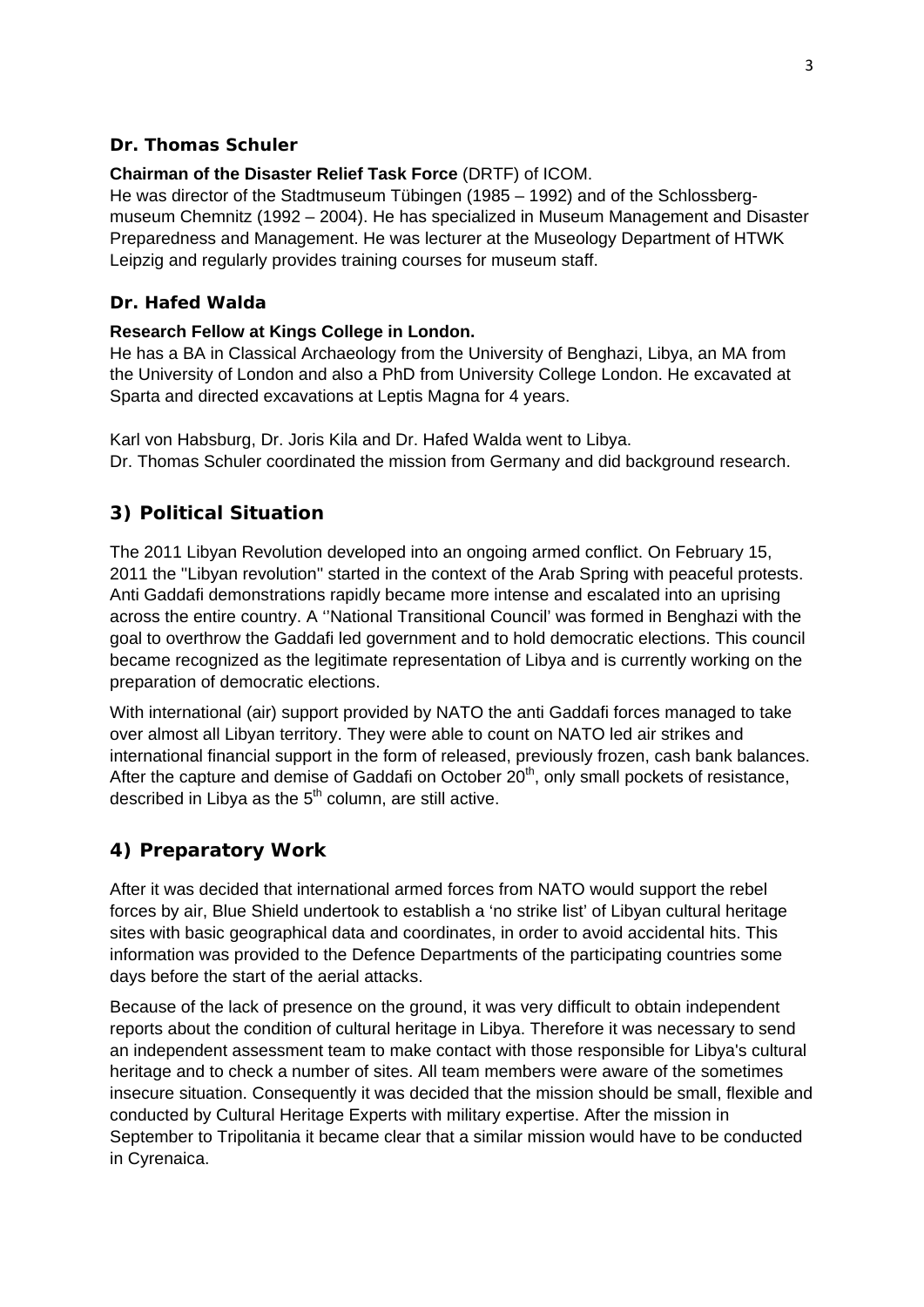### Dr. Thomas Schuler

**Chairman of the Disaster Relief Task Force** (DRTF) of ICOM.
He was director of the Stadtmuseum Tübingen (1985 – 1992) and of the Schlossberg-museum Chemnitz (1992 – 2004). He has specialized in Museum Management and Disaster Preparedness and Management. He was lecturer at the Museology Department of HTWK Leipzig and regularly provides training courses for museum staff.

### Dr. Hafed Walda

**Research Fellow at Kings College in London.**
He has a BA in Classical Archaeology from the University of Benghazi, Libya, an MA from the University of London and also a PhD from University College London. He excavated at Sparta and directed excavations at Leptis Magna for 4 years.

Karl von Habsburg, Dr. Joris Kila and Dr. Hafed Walda went to Libya.
Dr. Thomas Schuler coordinated the mission from Germany and did background research.

## 3) Political Situation

The 2011 Libyan Revolution developed into an ongoing armed conflict. On February 15, 2011 the "Libyan revolution" started in the context of the Arab Spring with peaceful protests. Anti Gaddafi demonstrations rapidly became more intense and escalated into an uprising across the entire country. A ''National Transitional Council' was formed in Benghazi with the goal to overthrow the Gaddafi led government and to hold democratic elections. This council became recognized as the legitimate representation of Libya and is currently working on the preparation of democratic elections.

With international (air) support provided by NATO the anti Gaddafi forces managed to take over almost all Libyan territory. They were able to count on NATO led air strikes and international financial support in the form of released, previously frozen, cash bank balances. After the capture and demise of Gaddafi on October 20th, only small pockets of resistance, described in Libya as the 5th column, are still active.

## 4) Preparatory Work

After it was decided that international armed forces from NATO would support the rebel forces by air, Blue Shield undertook to establish a 'no strike list' of Libyan cultural heritage sites with basic geographical data and coordinates, in order to avoid accidental hits. This information was provided to the Defence Departments of the participating countries some days before the start of the aerial attacks.

Because of the lack of presence on the ground, it was very difficult to obtain independent reports about the condition of cultural heritage in Libya. Therefore it was necessary to send an independent assessment team to make contact with those responsible for Libya's cultural heritage and to check a number of sites. All team members were aware of the sometimes insecure situation. Consequently it was decided that the mission should be small, flexible and conducted by Cultural Heritage Experts with military expertise. After the mission in September to Tripolitania it became clear that a similar mission would have to be conducted in Cyrenaica.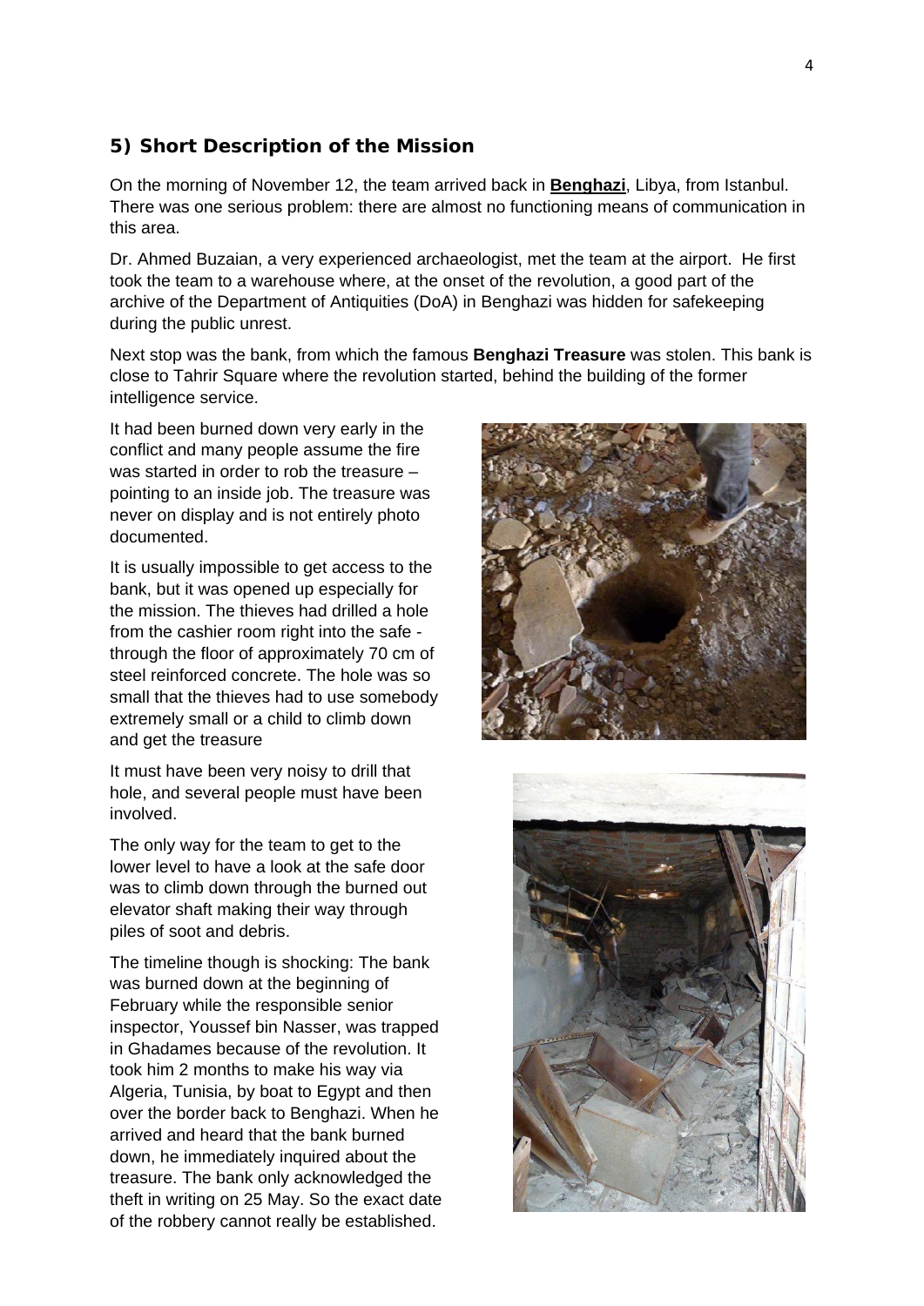## 5) Short Description of the Mission

On the morning of November 12, the team arrived back in **Benghazi**, Libya, from Istanbul. There was one serious problem: there are almost no functioning means of communication in this area.

Dr. Ahmed Buzaian, a very experienced archaeologist, met the team at the airport. He first took the team to a warehouse where, at the onset of the revolution, a good part of the archive of the Department of Antiquities (DoA) in Benghazi was hidden for safekeeping during the public unrest.

Next stop was the bank, from which the famous **Benghazi Treasure** was stolen. This bank is close to Tahrir Square where the revolution started, behind the building of the former intelligence service.

It had been burned down very early in the conflict and many people assume the fire was started in order to rob the treasure – pointing to an inside job. The treasure was never on display and is not entirely photo documented.

It is usually impossible to get access to the bank, but it was opened up especially for the mission. The thieves had drilled a hole from the cashier room right into the safe - through the floor of approximately 70 cm of steel reinforced concrete. The hole was so small that the thieves had to use somebody extremely small or a child to climb down and get the treasure

It must have been very noisy to drill that hole, and several people must have been involved.

The only way for the team to get to the lower level to have a look at the safe door was to climb down through the burned out elevator shaft making their way through piles of soot and debris.

The timeline though is shocking: The bank was burned down at the beginning of February while the responsible senior inspector, Youssef bin Nasser, was trapped in Ghadames because of the revolution. It took him 2 months to make his way via Algeria, Tunisia, by boat to Egypt and then over the border back to Benghazi. When he arrived and heard that the bank burned down, he immediately inquired about the treasure. The bank only acknowledged the theft in writing on 25 May. So the exact date of the robbery cannot really be established.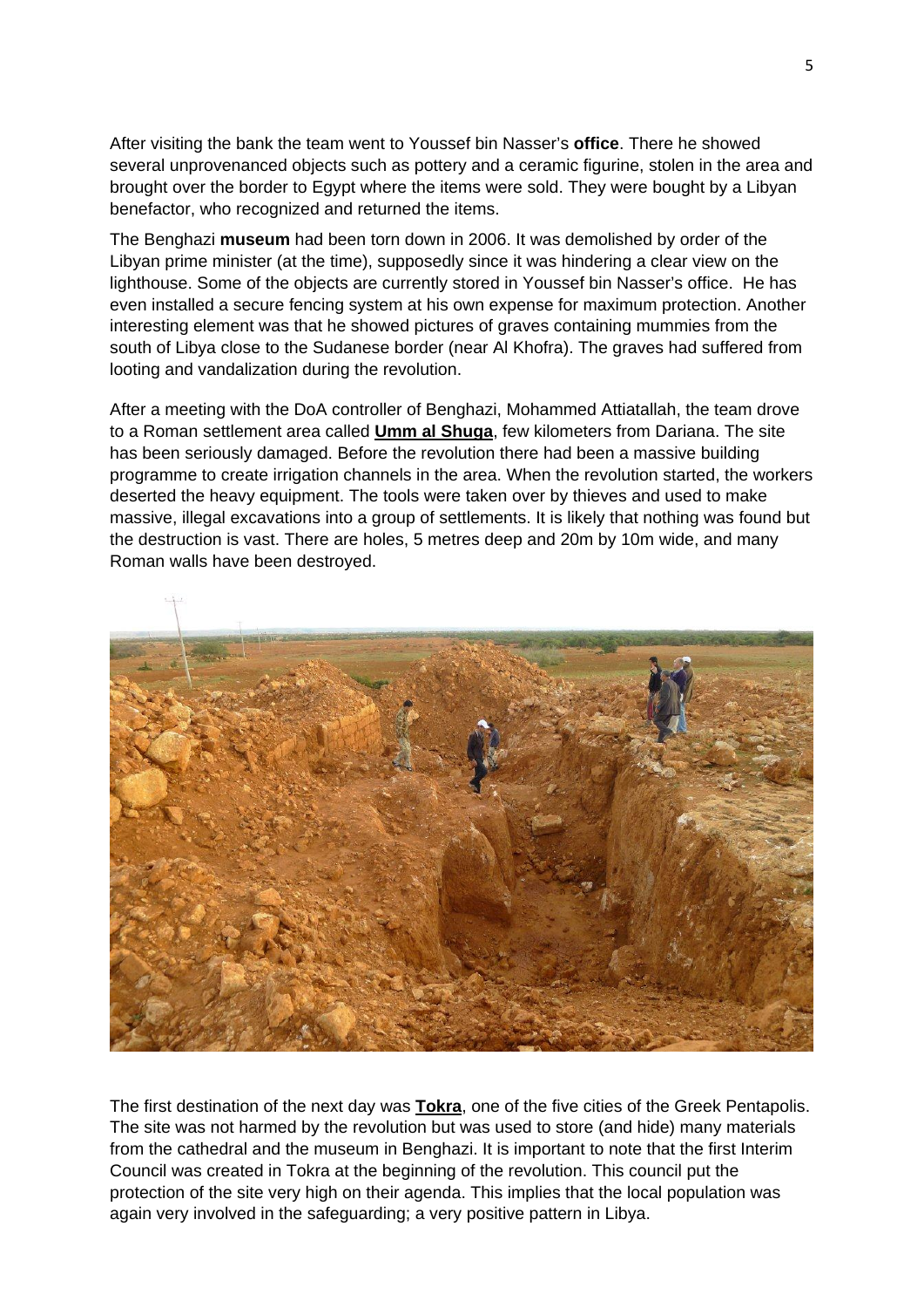After visiting the bank the team went to Youssef bin Nasser's **office**. There he showed several unprovenanced objects such as pottery and a ceramic figurine, stolen in the area and brought over the border to Egypt where the items were sold. They were bought by a Libyan benefactor, who recognized and returned the items.

The Benghazi **museum** had been torn down in 2006. It was demolished by order of the Libyan prime minister (at the time), supposedly since it was hindering a clear view on the lighthouse. Some of the objects are currently stored in Youssef bin Nasser's office. He has even installed a secure fencing system at his own expense for maximum protection. Another interesting element was that he showed pictures of graves containing mummies from the south of Libya close to the Sudanese border (near Al Khofra). The graves had suffered from looting and vandalization during the revolution.

After a meeting with the DoA controller of Benghazi, Mohammed Attiatallah, the team drove to a Roman settlement area called **Umm al Shuga**, few kilometers from Dariana. The site has been seriously damaged. Before the revolution there had been a massive building programme to create irrigation channels in the area. When the revolution started, the workers deserted the heavy equipment. The tools were taken over by thieves and used to make massive, illegal excavations into a group of settlements. It is likely that nothing was found but the destruction is vast. There are holes, 5 metres deep and 20m by 10m wide, and many Roman walls have been destroyed.

The first destination of the next day was **Tokra**, one of the five cities of the Greek Pentapolis. The site was not harmed by the revolution but was used to store (and hide) many materials from the cathedral and the museum in Benghazi. It is important to note that the first Interim Council was created in Tokra at the beginning of the revolution. This council put the protection of the site very high on their agenda. This implies that the local population was again very involved in the safeguarding; a very positive pattern in Libya.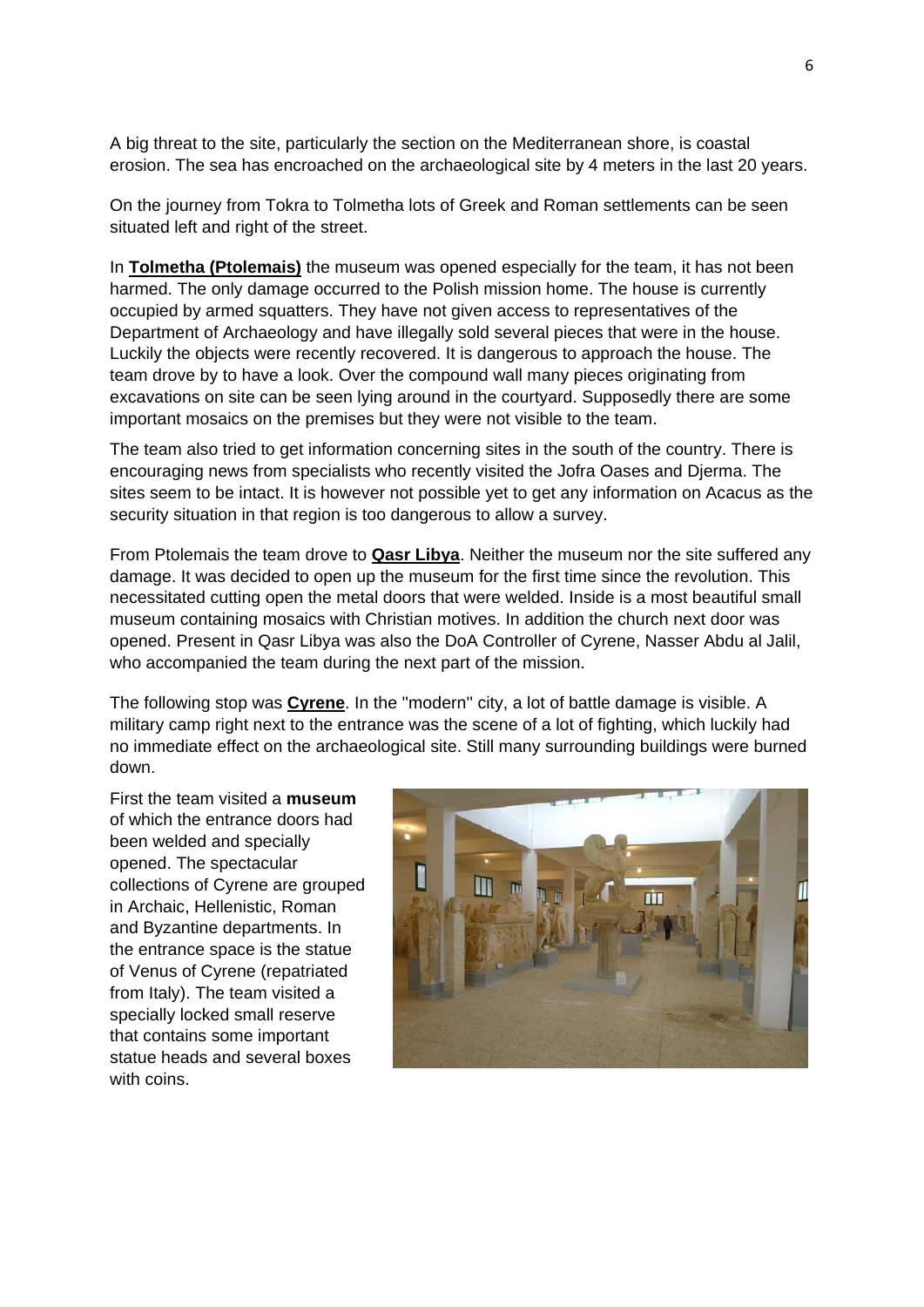A big threat to the site, particularly the section on the Mediterranean shore, is coastal erosion. The sea has encroached on the archaeological site by 4 meters in the last 20 years.

On the journey from Tokra to Tolmetha lots of Greek and Roman settlements can be seen situated left and right of the street.

In **Tolmetha (Ptolemais)** the museum was opened especially for the team, it has not been harmed. The only damage occurred to the Polish mission home. The house is currently occupied by armed squatters. They have not given access to representatives of the Department of Archaeology and have illegally sold several pieces that were in the house. Luckily the objects were recently recovered. It is dangerous to approach the house. The team drove by to have a look. Over the compound wall many pieces originating from excavations on site can be seen lying around in the courtyard. Supposedly there are some important mosaics on the premises but they were not visible to the team.

The team also tried to get information concerning sites in the south of the country. There is encouraging news from specialists who recently visited the Jofra Oases and Djerma. The sites seem to be intact. It is however not possible yet to get any information on Acacus as the security situation in that region is too dangerous to allow a survey.

From Ptolemais the team drove to **Qasr Libya**. Neither the museum nor the site suffered any damage. It was decided to open up the museum for the first time since the revolution. This necessitated cutting open the metal doors that were welded. Inside is a most beautiful small museum containing mosaics with Christian motives. In addition the church next door was opened. Present in Qasr Libya was also the DoA Controller of Cyrene, Nasser Abdu al Jalil, who accompanied the team during the next part of the mission.

The following stop was **Cyrene**. In the "modern" city, a lot of battle damage is visible. A military camp right next to the entrance was the scene of a lot of fighting, which luckily had no immediate effect on the archaeological site. Still many surrounding buildings were burned down.

First the team visited a **museum** of which the entrance doors had been welded and specially opened. The spectacular collections of Cyrene are grouped in Archaic, Hellenistic, Roman and Byzantine departments. In the entrance space is the statue of Venus of Cyrene (repatriated from Italy). The team visited a specially locked small reserve that contains some important statue heads and several boxes with coins.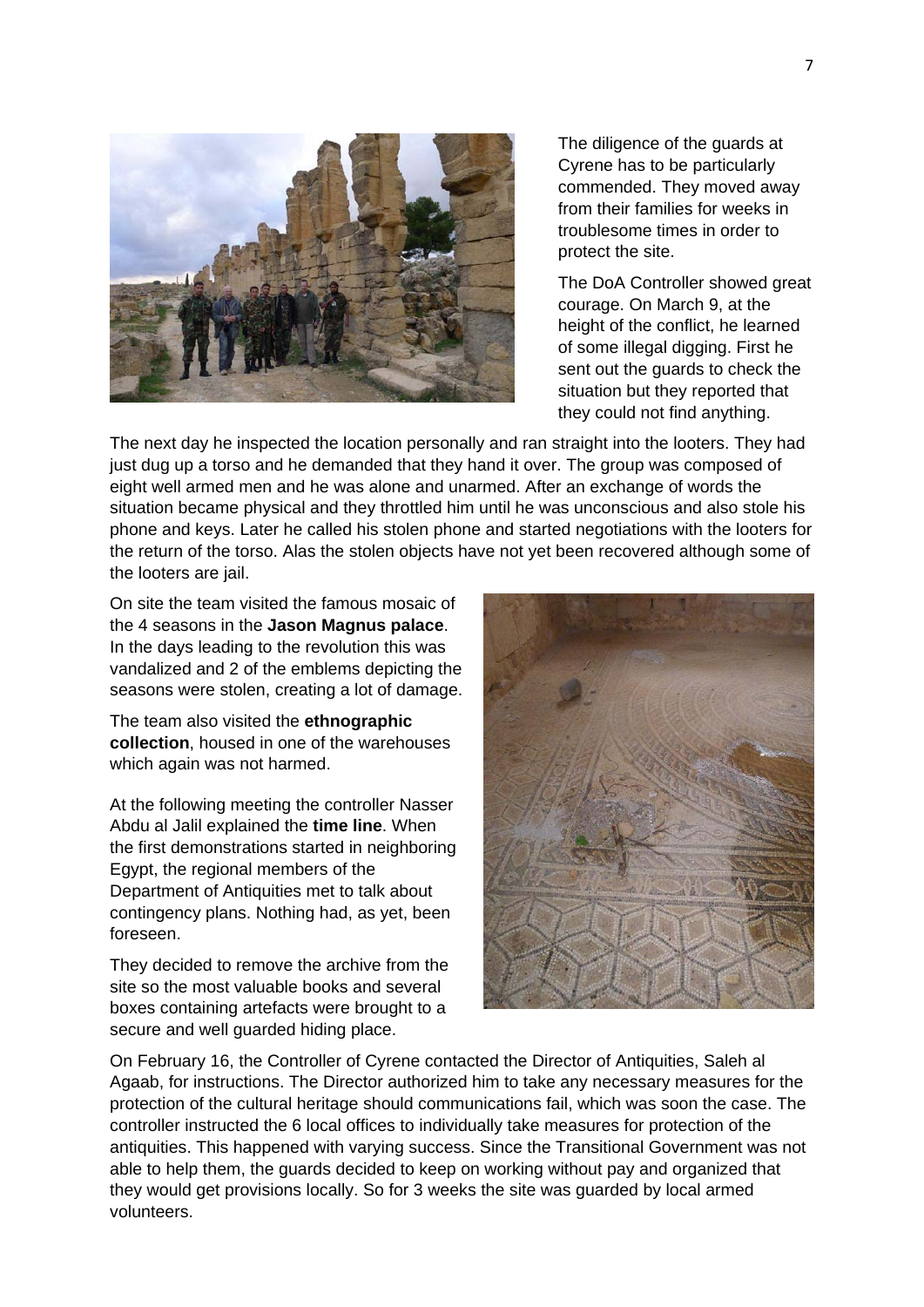The diligence of the guards at Cyrene has to be particularly commended. They moved away from their families for weeks in troublesome times in order to protect the site.

The DoA Controller showed great courage. On March 9, at the height of the conflict, he learned of some illegal digging. First he sent out the guards to check the situation but they reported that they could not find anything.

The next day he inspected the location personally and ran straight into the looters. They had just dug up a torso and he demanded that they hand it over. The group was composed of eight well armed men and he was alone and unarmed. After an exchange of words the situation became physical and they throttled him until he was unconscious and also stole his phone and keys. Later he called his stolen phone and started negotiations with the looters for the return of the torso. Alas the stolen objects have not yet been recovered although some of the looters are jail.

On site the team visited the famous mosaic of the 4 seasons in the **Jason Magnus palace**. In the days leading to the revolution this was vandalized and 2 of the emblems depicting the seasons were stolen, creating a lot of damage.

The team also visited the **ethnographic collection**, housed in one of the warehouses which again was not harmed.

At the following meeting the controller Nasser Abdu al Jalil explained the **time line**. When the first demonstrations started in neighboring Egypt, the regional members of the Department of Antiquities met to talk about contingency plans. Nothing had, as yet, been foreseen.

They decided to remove the archive from the site so the most valuable books and several boxes containing artefacts were brought to a secure and well guarded hiding place.

On February 16, the Controller of Cyrene contacted the Director of Antiquities, Saleh al Agaab, for instructions. The Director authorized him to take any necessary measures for the protection of the cultural heritage should communications fail, which was soon the case. The controller instructed the 6 local offices to individually take measures for protection of the antiquities. This happened with varying success. Since the Transitional Government was not able to help them, the guards decided to keep on working without pay and organized that they would get provisions locally. So for 3 weeks the site was guarded by local armed volunteers.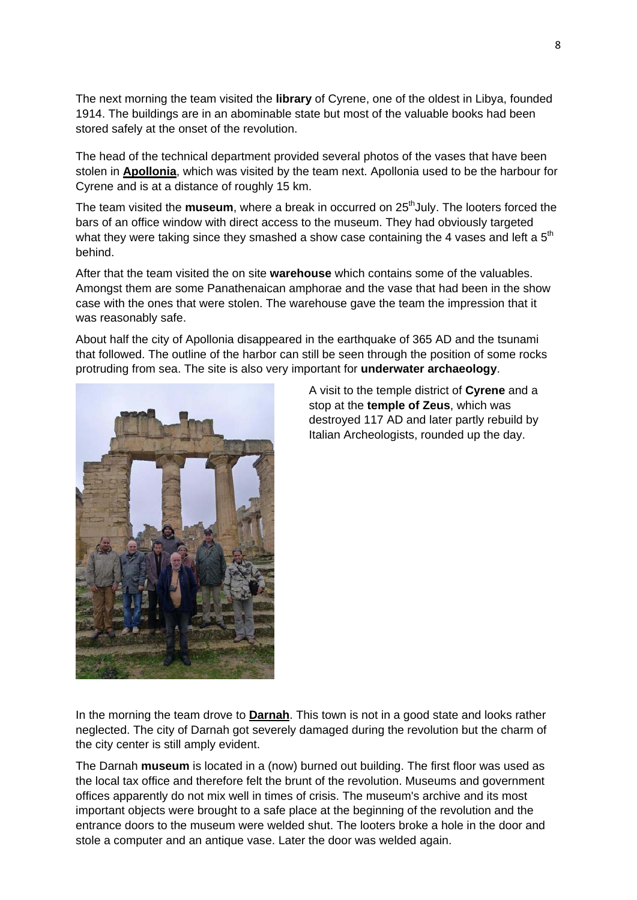The next morning the team visited the **library** of Cyrene, one of the oldest in Libya, founded 1914. The buildings are in an abominable state but most of the valuable books had been stored safely at the onset of the revolution.

The head of the technical department provided several photos of the vases that have been stolen in **Apollonia**, which was visited by the team next. Apollonia used to be the harbour for Cyrene and is at a distance of roughly 15 km.

The team visited the **museum**, where a break in occurred on 25th July. The looters forced the bars of an office window with direct access to the museum. They had obviously targeted what they were taking since they smashed a show case containing the 4 vases and left a 5th behind.

After that the team visited the on site **warehouse** which contains some of the valuables. Amongst them are some Panathenaican amphorae and the vase that had been in the show case with the ones that were stolen. The warehouse gave the team the impression that it was reasonably safe.

About half the city of Apollonia disappeared in the earthquake of 365 AD and the tsunami that followed. The outline of the harbor can still be seen through the position of some rocks protruding from sea. The site is also very important for **underwater archaeology**.

A visit to the temple district of **Cyrene** and a stop at the **temple of Zeus**, which was destroyed 117 AD and later partly rebuild by Italian Archeologists, rounded up the day.

In the morning the team drove to **Darnah**. This town is not in a good state and looks rather neglected. The city of Darnah got severely damaged during the revolution but the charm of the city center is still amply evident.

The Darnah **museum** is located in a (now) burned out building. The first floor was used as the local tax office and therefore felt the brunt of the revolution. Museums and government offices apparently do not mix well in times of crisis. The museum's archive and its most important objects were brought to a safe place at the beginning of the revolution and the entrance doors to the museum were welded shut. The looters broke a hole in the door and stole a computer and an antique vase. Later the door was welded again.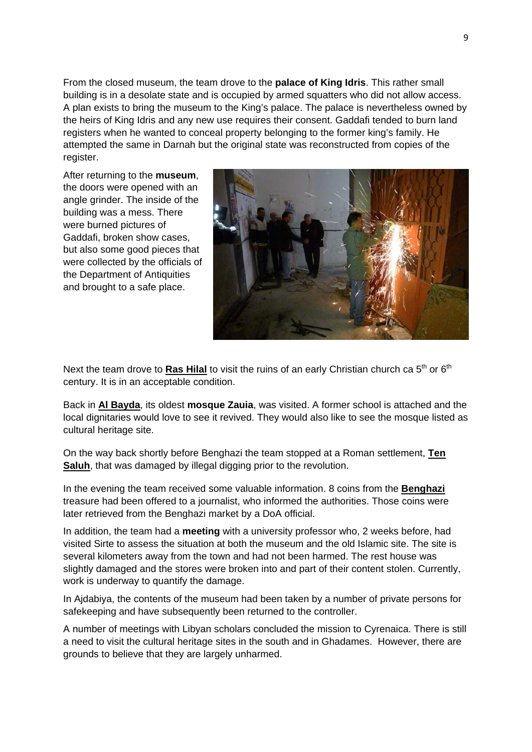From the closed museum, the team drove to the **palace of King Idris**. This rather small building is in a desolate state and is occupied by armed squatters who did not allow access. A plan exists to bring the museum to the King's palace. The palace is nevertheless owned by the heirs of King Idris and any new use requires their consent. Gaddafi tended to burn land registers when he wanted to conceal property belonging to the former king's family. He attempted the same in Darnah but the original state was reconstructed from copies of the register.

After returning to the **museum**, the doors were opened with an angle grinder. The inside of the building was a mess. There were burned pictures of Gaddafi, broken show cases, but also some good pieces that were collected by the officials of the Department of Antiquities and brought to a safe place.

Next the team drove to **Ras Hilal** to visit the ruins of an early Christian church ca 5th or 6th century. It is in an acceptable condition.

Back in **Al Bayda**, its oldest **mosque Zauia**, was visited. A former school is attached and the local dignitaries would love to see it revived. They would also like to see the mosque listed as cultural heritage site.

On the way back shortly before Benghazi the team stopped at a Roman settlement, **Ten Saluh**, that was damaged by illegal digging prior to the revolution.

In the evening the team received some valuable information. 8 coins from the **Benghazi** treasure had been offered to a journalist, who informed the authorities. Those coins were later retrieved from the Benghazi market by a DoA official.

In addition, the team had a **meeting** with a university professor who, 2 weeks before, had visited Sirte to assess the situation at both the museum and the old Islamic site. The site is several kilometers away from the town and had not been harmed. The rest house was slightly damaged and the stores were broken into and part of their content stolen. Currently, work is underway to quantify the damage.

In Ajdabiya, the contents of the museum had been taken by a number of private persons for safekeeping and have subsequently been returned to the controller.

A number of meetings with Libyan scholars concluded the mission to Cyrenaica. There is still a need to visit the cultural heritage sites in the south and in Ghadames. However, there are grounds to believe that they are largely unharmed.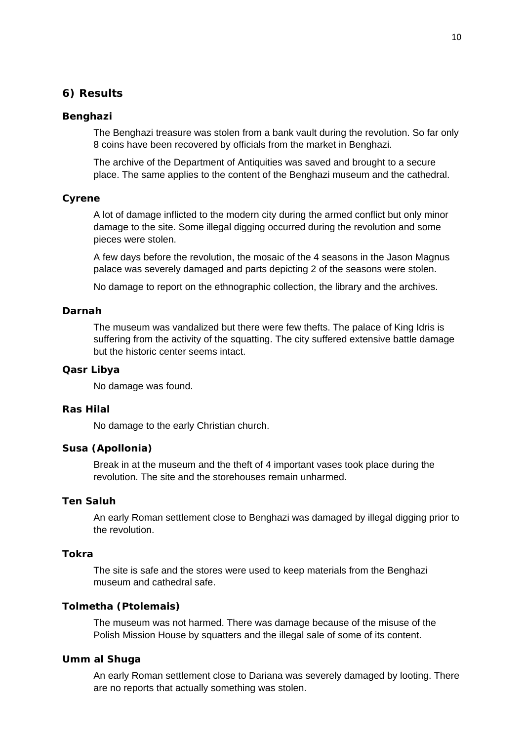## 6) Results

### Benghazi

The Benghazi treasure was stolen from a bank vault during the revolution. So far only 8 coins have been recovered by officials from the market in Benghazi.

The archive of the Department of Antiquities was saved and brought to a secure place. The same applies to the content of the Benghazi museum and the cathedral.

### Cyrene

A lot of damage inflicted to the modern city during the armed conflict but only minor damage to the site. Some illegal digging occurred during the revolution and some pieces were stolen.

A few days before the revolution, the mosaic of the 4 seasons in the Jason Magnus palace was severely damaged and parts depicting 2 of the seasons were stolen.

No damage to report on the ethnographic collection, the library and the archives.

### Darnah

The museum was vandalized but there were few thefts. The palace of King Idris is suffering from the activity of the squatting. The city suffered extensive battle damage but the historic center seems intact.

### Qasr Libya

No damage was found.

### Ras Hilal

No damage to the early Christian church.

### Susa (Apollonia)

Break in at the museum and the theft of 4 important vases took place during the revolution. The site and the storehouses remain unharmed.

### Ten Saluh

An early Roman settlement close to Benghazi was damaged by illegal digging prior to the revolution.

### Tokra

The site is safe and the stores were used to keep materials from the Benghazi museum and cathedral safe.

### Tolmetha (Ptolemais)

The museum was not harmed. There was damage because of the misuse of the Polish Mission House by squatters and the illegal sale of some of its content.

### Umm al Shuga

An early Roman settlement close to Dariana was severely damaged by looting. There are no reports that actually something was stolen.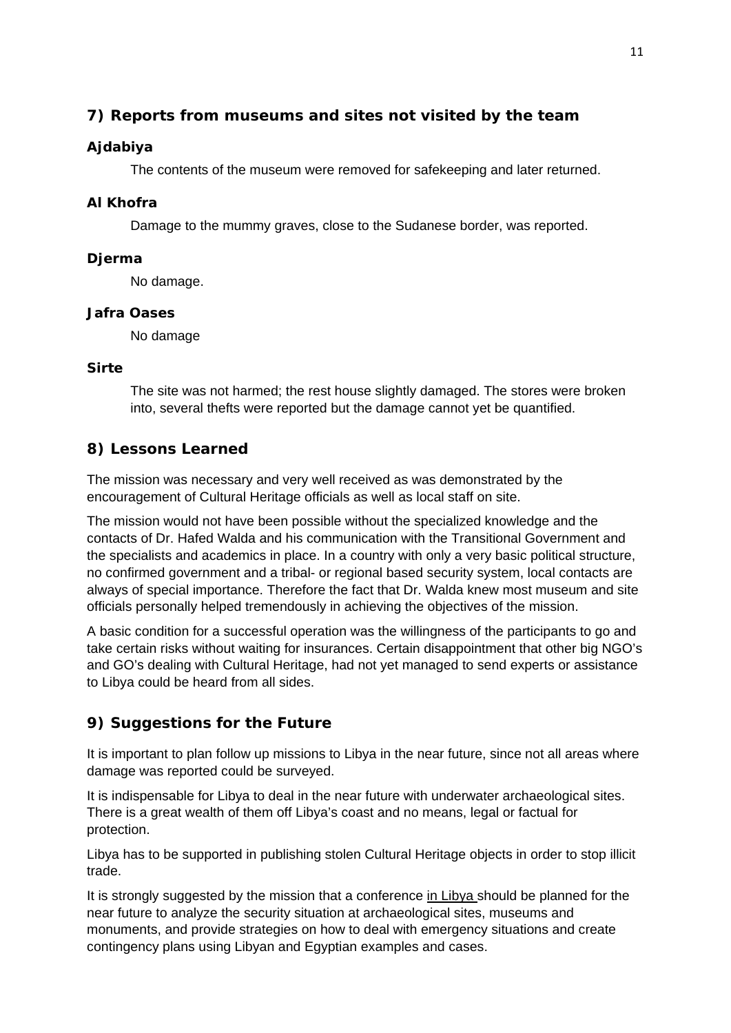## 7) Reports from museums and sites not visited by the team

### Ajdabiya

The contents of the museum were removed for safekeeping and later returned.

### Al Khofra

Damage to the mummy graves, close to the Sudanese border, was reported.

### Djerma

No damage.

### Jafra Oases

No damage

### Sirte

The site was not harmed; the rest house slightly damaged. The stores were broken into, several thefts were reported but the damage cannot yet be quantified.

## 8) Lessons Learned

The mission was necessary and very well received as was demonstrated by the encouragement of Cultural Heritage officials as well as local staff on site.

The mission would not have been possible without the specialized knowledge and the contacts of Dr. Hafed Walda and his communication with the Transitional Government and the specialists and academics in place. In a country with only a very basic political structure, no confirmed government and a tribal- or regional based security system, local contacts are always of special importance. Therefore the fact that Dr. Walda knew most museum and site officials personally helped tremendously in achieving the objectives of the mission.

A basic condition for a successful operation was the willingness of the participants to go and take certain risks without waiting for insurances. Certain disappointment that other big NGO's and GO's dealing with Cultural Heritage, had not yet managed to send experts or assistance to Libya could be heard from all sides.

## 9) Suggestions for the Future

It is important to plan follow up missions to Libya in the near future, since not all areas where damage was reported could be surveyed.

It is indispensable for Libya to deal in the near future with underwater archaeological sites. There is a great wealth of them off Libya's coast and no means, legal or factual for protection.

Libya has to be supported in publishing stolen Cultural Heritage objects in order to stop illicit trade.

It is strongly suggested by the mission that a conference <u>in Libya</u> should be planned for the near future to analyze the security situation at archaeological sites, museums and monuments, and provide strategies on how to deal with emergency situations and create contingency plans using Libyan and Egyptian examples and cases.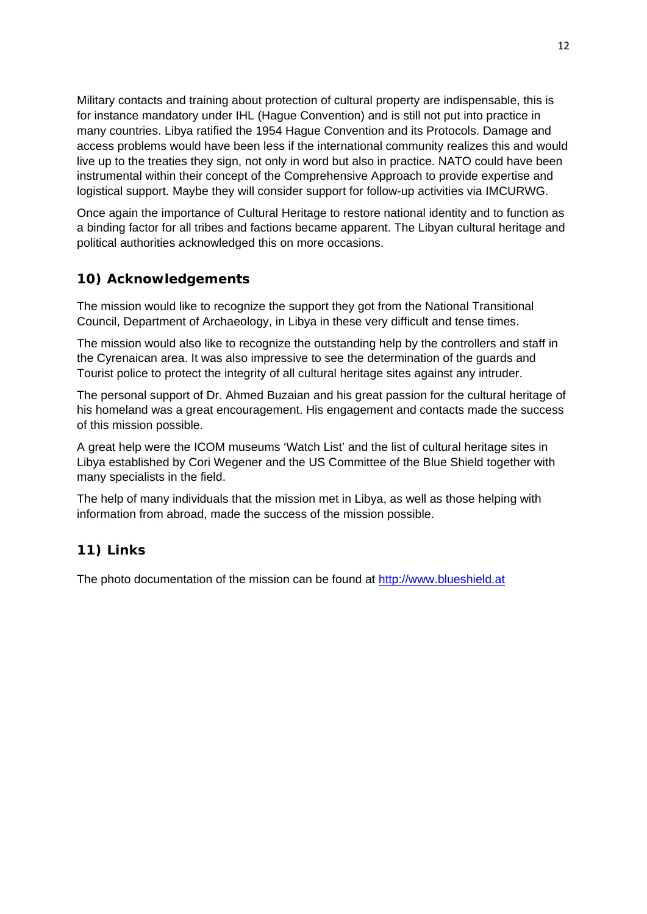Military contacts and training about protection of cultural property are indispensable, this is for instance mandatory under IHL (Hague Convention) and is still not put into practice in many countries. Libya ratified the 1954 Hague Convention and its Protocols. Damage and access problems would have been less if the international community realizes this and would live up to the treaties they sign, not only in word but also in practice. NATO could have been instrumental within their concept of the Comprehensive Approach to provide expertise and logistical support. Maybe they will consider support for follow-up activities via IMCURWG.

Once again the importance of Cultural Heritage to restore national identity and to function as a binding factor for all tribes and factions became apparent. The Libyan cultural heritage and political authorities acknowledged this on more occasions.

## 10) Acknowledgements

The mission would like to recognize the support they got from the National Transitional Council, Department of Archaeology, in Libya in these very difficult and tense times.

The mission would also like to recognize the outstanding help by the controllers and staff in the Cyrenaican area. It was also impressive to see the determination of the guards and Tourist police to protect the integrity of all cultural heritage sites against any intruder.

The personal support of Dr. Ahmed Buzaian and his great passion for the cultural heritage of his homeland was a great encouragement. His engagement and contacts made the success of this mission possible.

A great help were the ICOM museums 'Watch List' and the list of cultural heritage sites in Libya established by Cori Wegener and the US Committee of the Blue Shield together with many specialists in the field.

The help of many individuals that the mission met in Libya, as well as those helping with information from abroad, made the success of the mission possible.

## 11) Links

The photo documentation of the mission can be found at [http://www.blueshield.at](http://www.blueshield.at)